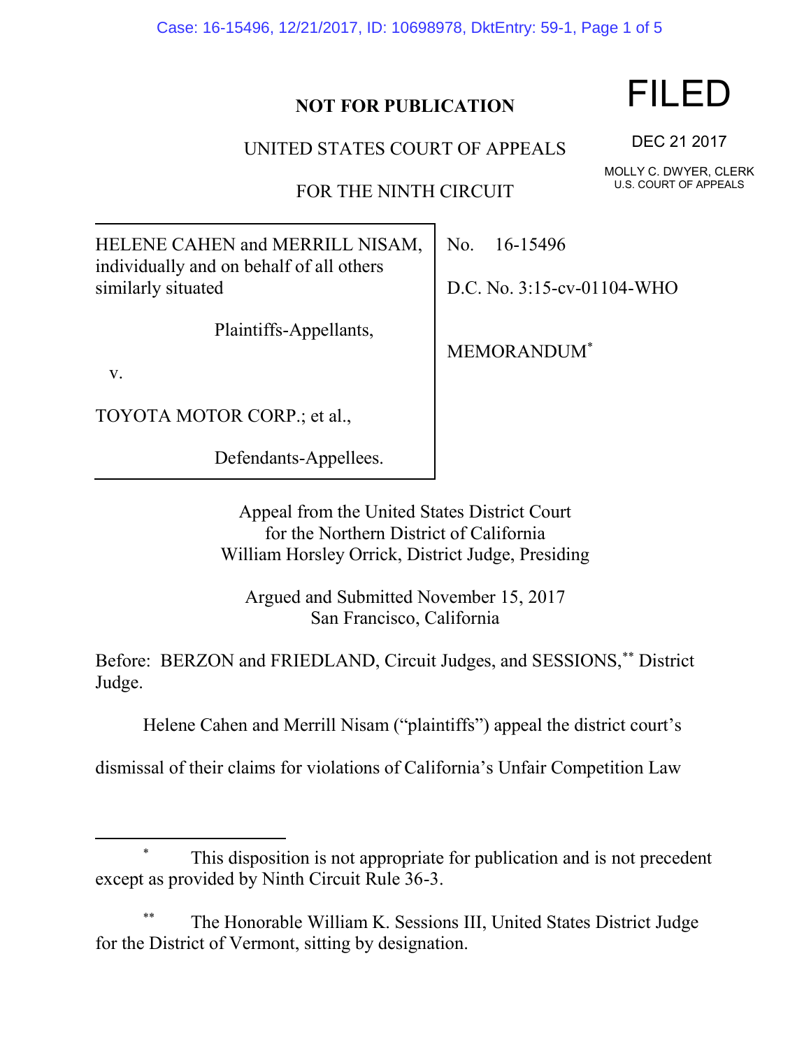**NOT FOR PUBLICATION**

UNITED STATES COURT OF APPEALS

FOR THE NINTH CIRCUIT

FILED

DEC 21 2017

MOLLY C. DWYER, CLERK
U.S. COURT OF APPEALS

| | |
|---|---|
| HELENE CAHEN and MERRILL NISAM, individually and on behalf of all others similarly situated<br><br>Plaintiffs-Appellants,<br><br>v.<br><br>TOYOTA MOTOR CORP.; et al.,<br><br>Defendants-Appellees. | No. 16-15496<br><br>D.C. No. 3:15-cv-01104-WHO<br><br>MEMORANDUM* |

Appeal from the United States District Court
for the Northern District of California
William Horsley Orrick, District Judge, Presiding

Argued and Submitted November 15, 2017
San Francisco, California

Before: BERZON and FRIEDLAND, Circuit Judges, and SESSIONS,** District Judge.

Helene Cahen and Merrill Nisam ("plaintiffs") appeal the district court's dismissal of their claims for violations of California's Unfair Competition Law

---

\* This disposition is not appropriate for publication and is not precedent except as provided by Ninth Circuit Rule 36-3.

\*\* The Honorable William K. Sessions III, United States District Judge for the District of Vermont, sitting by designation.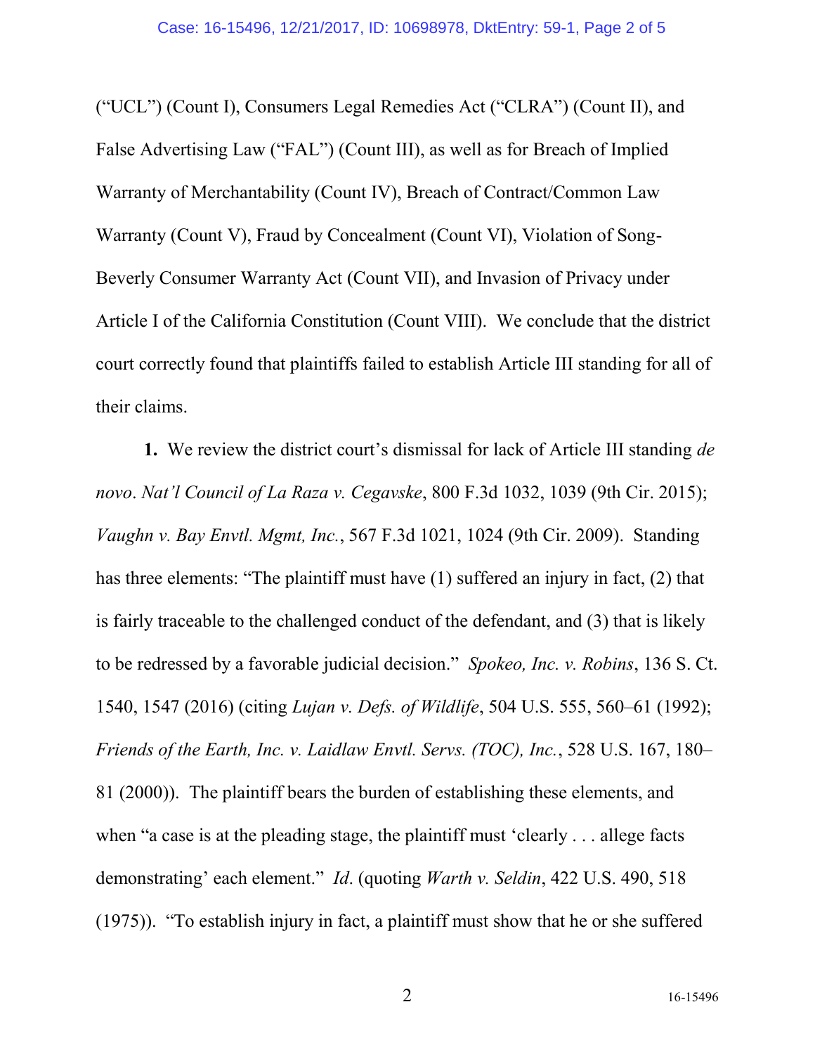("UCL") (Count I), Consumers Legal Remedies Act ("CLRA") (Count II), and False Advertising Law ("FAL") (Count III), as well as for Breach of Implied Warranty of Merchantability (Count IV), Breach of Contract/Common Law Warranty (Count V), Fraud by Concealment (Count VI), Violation of Song-Beverly Consumer Warranty Act (Count VII), and Invasion of Privacy under Article I of the California Constitution (Count VIII). We conclude that the district court correctly found that plaintiffs failed to establish Article III standing for all of their claims.

**1.** We review the district court's dismissal for lack of Article III standing *de novo*. *Nat'l Council of La Raza v. Cegavske*, 800 F.3d 1032, 1039 (9th Cir. 2015); *Vaughn v. Bay Envtl. Mgmt, Inc.*, 567 F.3d 1021, 1024 (9th Cir. 2009). Standing has three elements: "The plaintiff must have (1) suffered an injury in fact, (2) that is fairly traceable to the challenged conduct of the defendant, and (3) that is likely to be redressed by a favorable judicial decision." *Spokeo, Inc. v. Robins*, 136 S. Ct. 1540, 1547 (2016) (citing *Lujan v. Defs. of Wildlife*, 504 U.S. 555, 560–61 (1992); *Friends of the Earth, Inc. v. Laidlaw Envtl. Servs. (TOC), Inc.*, 528 U.S. 167, 180–81 (2000)). The plaintiff bears the burden of establishing these elements, and when "a case is at the pleading stage, the plaintiff must 'clearly . . . allege facts demonstrating' each element." *Id*. (quoting *Warth v. Seldin*, 422 U.S. 490, 518 (1975)). "To establish injury in fact, a plaintiff must show that he or she suffered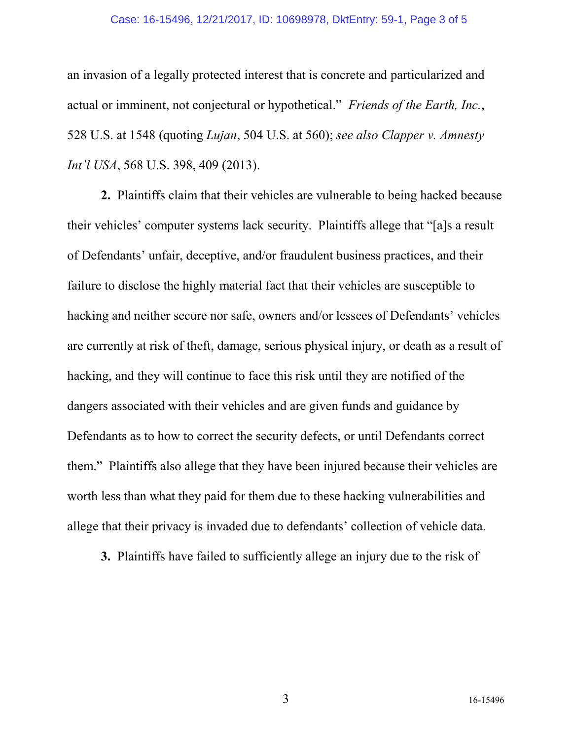an invasion of a legally protected interest that is concrete and particularized and actual or imminent, not conjectural or hypothetical." *Friends of the Earth, Inc.*, 528 U.S. at 1548 (quoting *Lujan*, 504 U.S. at 560); *see also Clapper v. Amnesty Int'l USA*, 568 U.S. 398, 409 (2013).

**2.** Plaintiffs claim that their vehicles are vulnerable to being hacked because their vehicles' computer systems lack security. Plaintiffs allege that "[a]s a result of Defendants' unfair, deceptive, and/or fraudulent business practices, and their failure to disclose the highly material fact that their vehicles are susceptible to hacking and neither secure nor safe, owners and/or lessees of Defendants' vehicles are currently at risk of theft, damage, serious physical injury, or death as a result of hacking, and they will continue to face this risk until they are notified of the dangers associated with their vehicles and are given funds and guidance by Defendants as to how to correct the security defects, or until Defendants correct them." Plaintiffs also allege that they have been injured because their vehicles are worth less than what they paid for them due to these hacking vulnerabilities and allege that their privacy is invaded due to defendants' collection of vehicle data.

**3.** Plaintiffs have failed to sufficiently allege an injury due to the risk of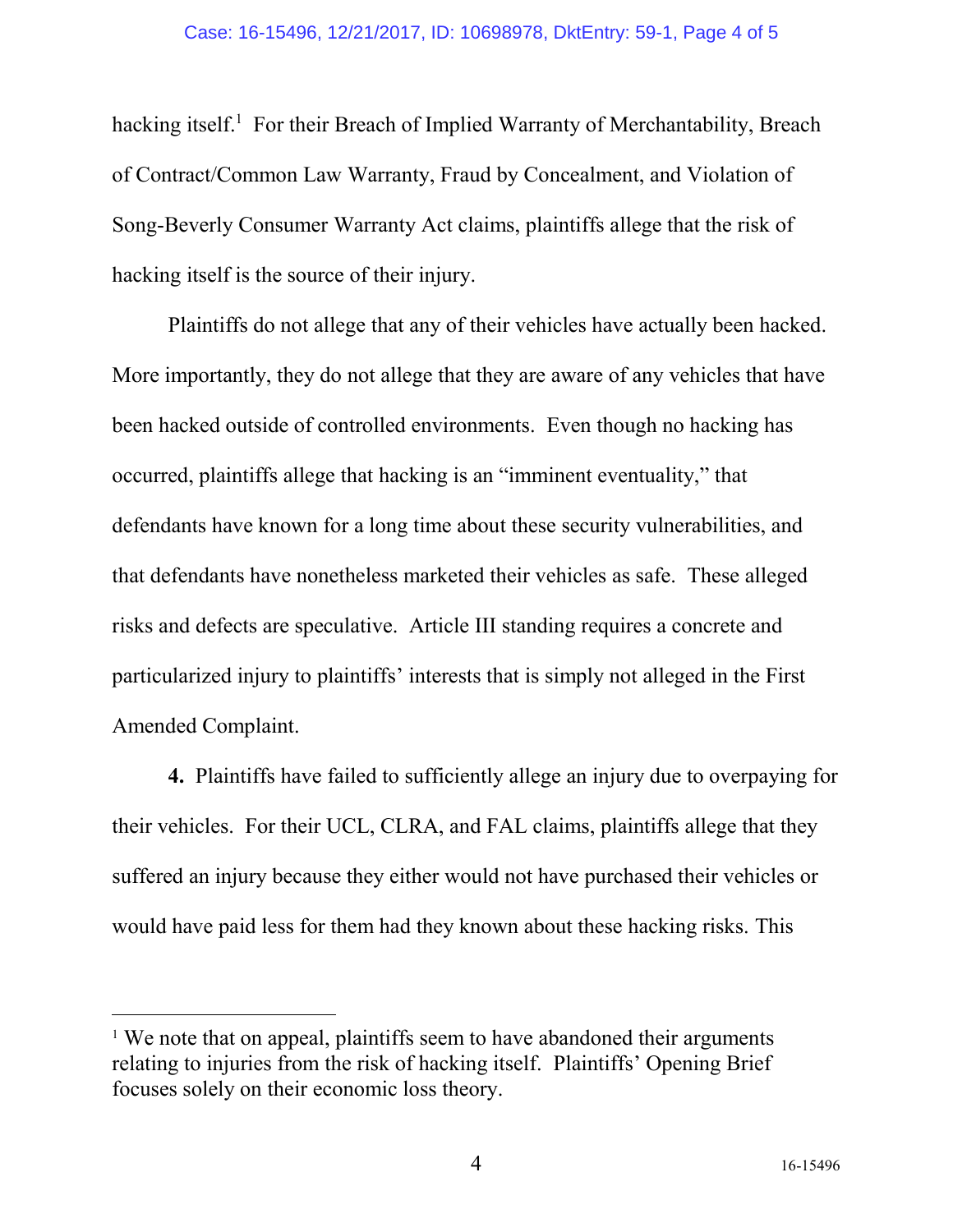hacking itself.[1] For their Breach of Implied Warranty of Merchantability, Breach of Contract/Common Law Warranty, Fraud by Concealment, and Violation of Song-Beverly Consumer Warranty Act claims, plaintiffs allege that the risk of hacking itself is the source of their injury.

Plaintiffs do not allege that any of their vehicles have actually been hacked. More importantly, they do not allege that they are aware of any vehicles that have been hacked outside of controlled environments. Even though no hacking has occurred, plaintiffs allege that hacking is an "imminent eventuality," that defendants have known for a long time about these security vulnerabilities, and that defendants have nonetheless marketed their vehicles as safe. These alleged risks and defects are speculative. Article III standing requires a concrete and particularized injury to plaintiffs' interests that is simply not alleged in the First Amended Complaint.

**4.** Plaintiffs have failed to sufficiently allege an injury due to overpaying for their vehicles. For their UCL, CLRA, and FAL claims, plaintiffs allege that they suffered an injury because they either would not have purchased their vehicles or would have paid less for them had they known about these hacking risks. This

---

[1] We note that on appeal, plaintiffs seem to have abandoned their arguments relating to injuries from the risk of hacking itself. Plaintiffs' Opening Brief focuses solely on their economic loss theory.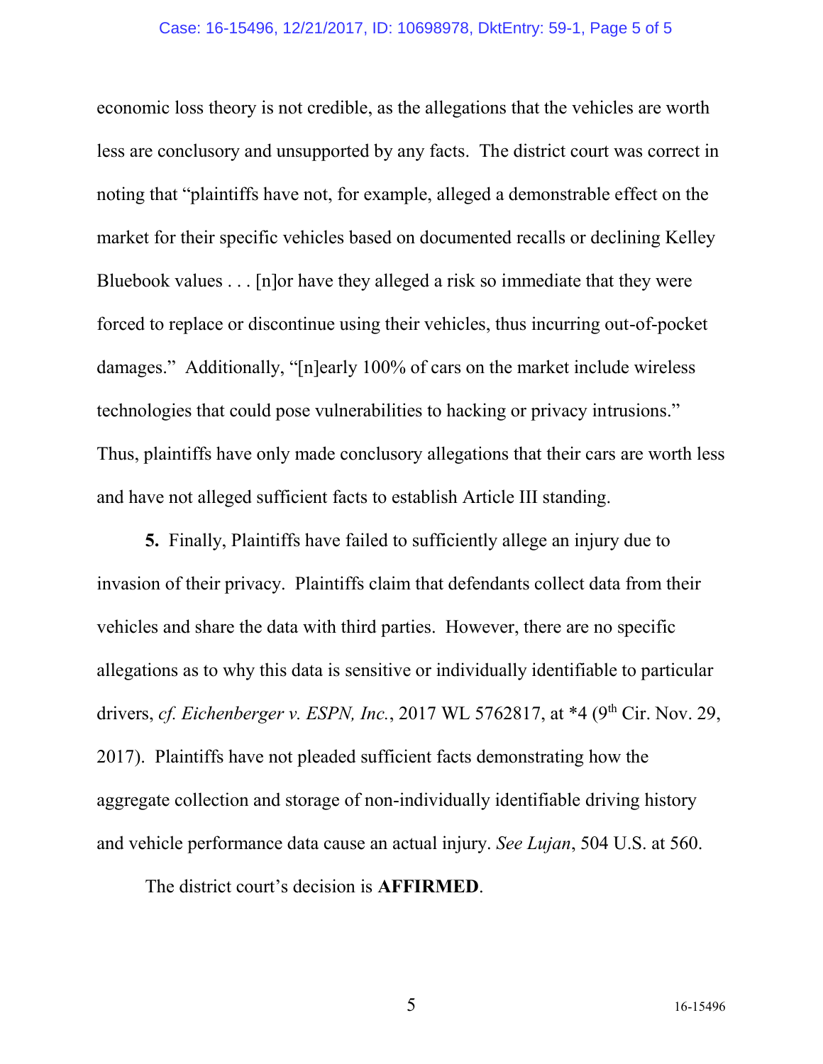economic loss theory is not credible, as the allegations that the vehicles are worth less are conclusory and unsupported by any facts. The district court was correct in noting that "plaintiffs have not, for example, alleged a demonstrable effect on the market for their specific vehicles based on documented recalls or declining Kelley Bluebook values . . . [n]or have they alleged a risk so immediate that they were forced to replace or discontinue using their vehicles, thus incurring out-of-pocket damages." Additionally, "[n]early 100% of cars on the market include wireless technologies that could pose vulnerabilities to hacking or privacy intrusions." Thus, plaintiffs have only made conclusory allegations that their cars are worth less and have not alleged sufficient facts to establish Article III standing.

**5.** Finally, Plaintiffs have failed to sufficiently allege an injury due to invasion of their privacy. Plaintiffs claim that defendants collect data from their vehicles and share the data with third parties. However, there are no specific allegations as to why this data is sensitive or individually identifiable to particular drivers, *cf. Eichenberger v. ESPN, Inc.*, 2017 WL 5762817, at *4 (9th Cir. Nov. 29, 2017). Plaintiffs have not pleaded sufficient facts demonstrating how the aggregate collection and storage of non-individually identifiable driving history and vehicle performance data cause an actual injury. *See Lujan*, 504 U.S. at 560.

The district court's decision is **AFFIRMED**.